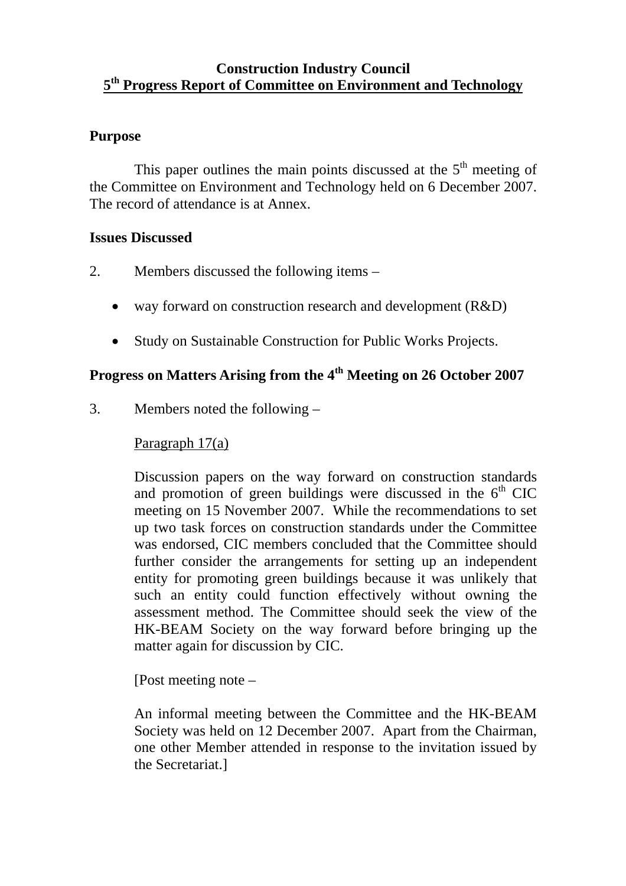# Construction Industry Council
## 5th Progress Report of Committee on Environment and Technology

### Purpose

This paper outlines the main points discussed at the 5th meeting of the Committee on Environment and Technology held on 6 December 2007. The record of attendance is at Annex.

### Issues Discussed

2. Members discussed the following items –

- way forward on construction research and development (R&D)
- Study on Sustainable Construction for Public Works Projects.

### Progress on Matters Arising from the 4th Meeting on 26 October 2007

3. Members noted the following –

Paragraph 17(a)

Discussion papers on the way forward on construction standards and promotion of green buildings were discussed in the 6th CIC meeting on 15 November 2007. While the recommendations to set up two task forces on construction standards under the Committee was endorsed, CIC members concluded that the Committee should further consider the arrangements for setting up an independent entity for promoting green buildings because it was unlikely that such an entity could function effectively without owning the assessment method. The Committee should seek the view of the HK-BEAM Society on the way forward before bringing up the matter again for discussion by CIC.

[Post meeting note –

An informal meeting between the Committee and the HK-BEAM Society was held on 12 December 2007. Apart from the Chairman, one other Member attended in response to the invitation issued by the Secretariat.]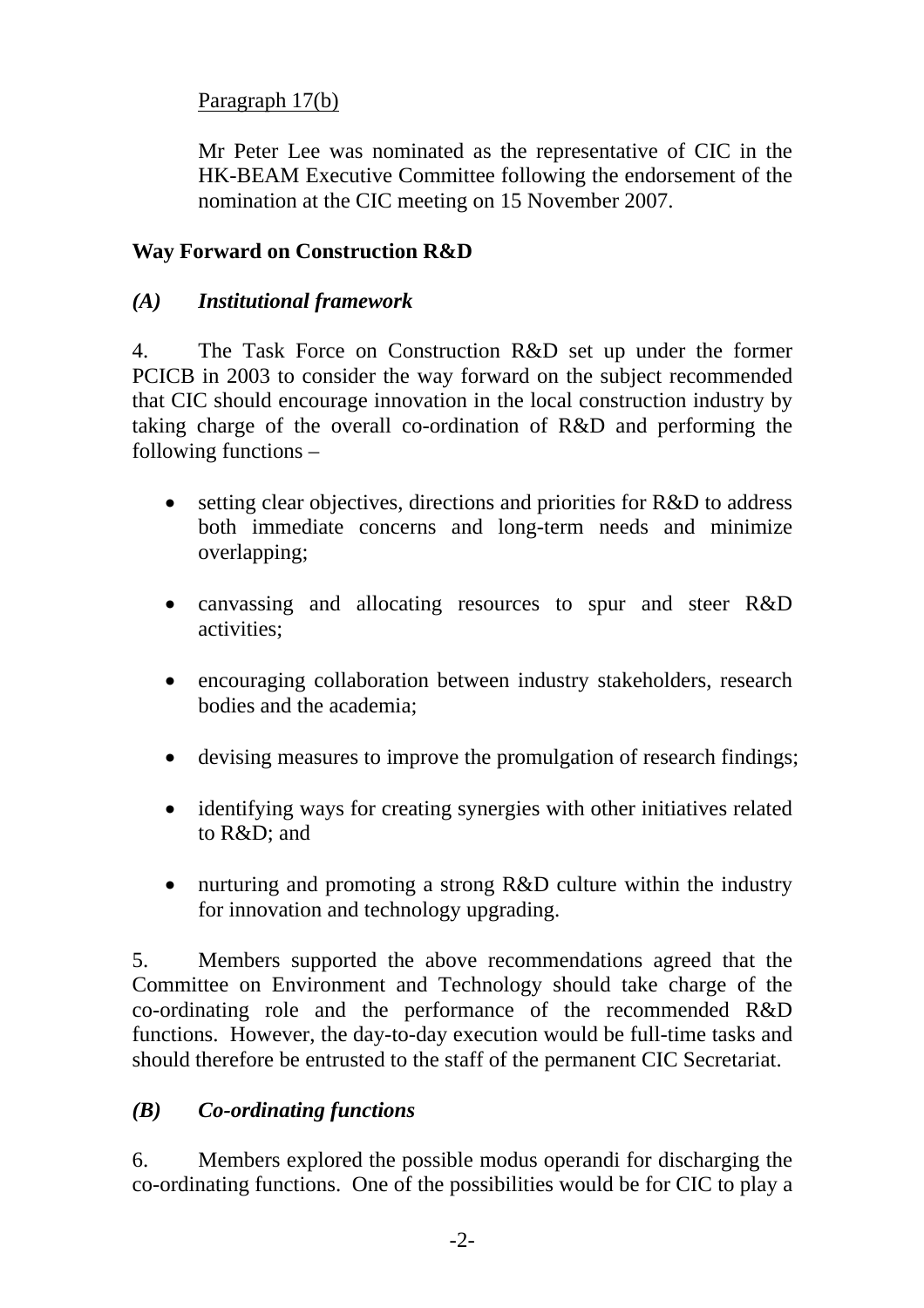Paragraph 17(b)

Mr Peter Lee was nominated as the representative of CIC in the HK-BEAM Executive Committee following the endorsement of the nomination at the CIC meeting on 15 November 2007.

**Way Forward on Construction R&D**

***(A) Institutional framework***

4. The Task Force on Construction R&D set up under the former PCICB in 2003 to consider the way forward on the subject recommended that CIC should encourage innovation in the local construction industry by taking charge of the overall co-ordination of R&D and performing the following functions –

- setting clear objectives, directions and priorities for R&D to address both immediate concerns and long-term needs and minimize overlapping;
- canvassing and allocating resources to spur and steer R&D activities;
- encouraging collaboration between industry stakeholders, research bodies and the academia;
- devising measures to improve the promulgation of research findings;
- identifying ways for creating synergies with other initiatives related to R&D; and
- nurturing and promoting a strong R&D culture within the industry for innovation and technology upgrading.

5. Members supported the above recommendations agreed that the Committee on Environment and Technology should take charge of the co-ordinating role and the performance of the recommended R&D functions. However, the day-to-day execution would be full-time tasks and should therefore be entrusted to the staff of the permanent CIC Secretariat.

***(B) Co-ordinating functions***

6. Members explored the possible modus operandi for discharging the co-ordinating functions. One of the possibilities would be for CIC to play a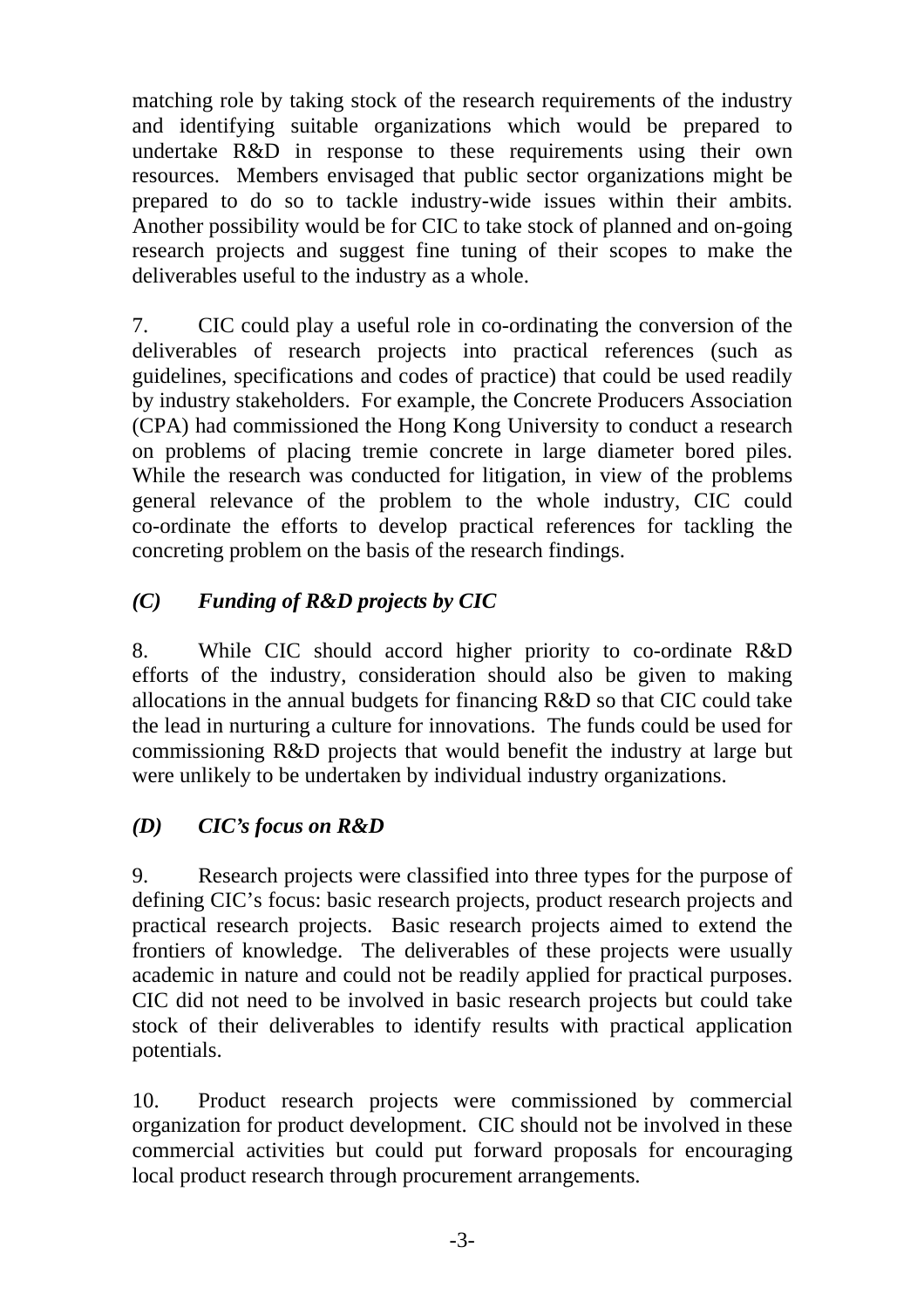matching role by taking stock of the research requirements of the industry and identifying suitable organizations which would be prepared to undertake R&D in response to these requirements using their own resources. Members envisaged that public sector organizations might be prepared to do so to tackle industry-wide issues within their ambits. Another possibility would be for CIC to take stock of planned and on-going research projects and suggest fine tuning of their scopes to make the deliverables useful to the industry as a whole.

7. CIC could play a useful role in co-ordinating the conversion of the deliverables of research projects into practical references (such as guidelines, specifications and codes of practice) that could be used readily by industry stakeholders. For example, the Concrete Producers Association (CPA) had commissioned the Hong Kong University to conduct a research on problems of placing tremie concrete in large diameter bored piles. While the research was conducted for litigation, in view of the problems general relevance of the problem to the whole industry, CIC could co-ordinate the efforts to develop practical references for tackling the concreting problem on the basis of the research findings.

### *(C) Funding of R&D projects by CIC*

8. While CIC should accord higher priority to co-ordinate R&D efforts of the industry, consideration should also be given to making allocations in the annual budgets for financing R&D so that CIC could take the lead in nurturing a culture for innovations. The funds could be used for commissioning R&D projects that would benefit the industry at large but were unlikely to be undertaken by individual industry organizations.

### *(D) CIC's focus on R&D*

9. Research projects were classified into three types for the purpose of defining CIC's focus: basic research projects, product research projects and practical research projects. Basic research projects aimed to extend the frontiers of knowledge. The deliverables of these projects were usually academic in nature and could not be readily applied for practical purposes. CIC did not need to be involved in basic research projects but could take stock of their deliverables to identify results with practical application potentials.

10. Product research projects were commissioned by commercial organization for product development. CIC should not be involved in these commercial activities but could put forward proposals for encouraging local product research through procurement arrangements.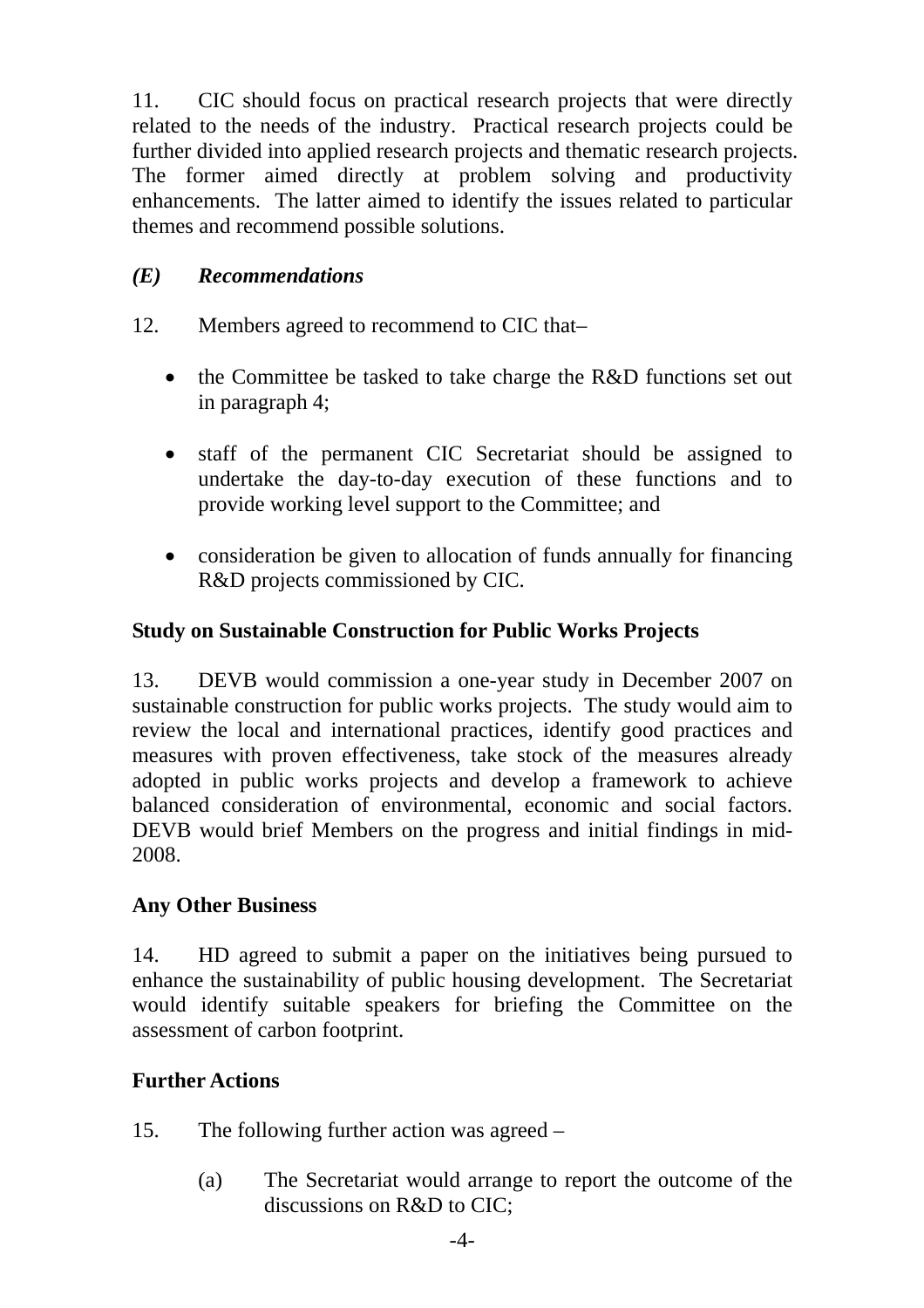11. CIC should focus on practical research projects that were directly related to the needs of the industry. Practical research projects could be further divided into applied research projects and thematic research projects. The former aimed directly at problem solving and productivity enhancements. The latter aimed to identify the issues related to particular themes and recommend possible solutions.

### *(E) Recommendations*

12. Members agreed to recommend to CIC that–

- the Committee be tasked to take charge the R&D functions set out in paragraph 4;
- staff of the permanent CIC Secretariat should be assigned to undertake the day-to-day execution of these functions and to provide working level support to the Committee; and
- consideration be given to allocation of funds annually for financing R&D projects commissioned by CIC.

## Study on Sustainable Construction for Public Works Projects

13. DEVB would commission a one-year study in December 2007 on sustainable construction for public works projects. The study would aim to review the local and international practices, identify good practices and measures with proven effectiveness, take stock of the measures already adopted in public works projects and develop a framework to achieve balanced consideration of environmental, economic and social factors. DEVB would brief Members on the progress and initial findings in mid-2008.

## Any Other Business

14. HD agreed to submit a paper on the initiatives being pursued to enhance the sustainability of public housing development. The Secretariat would identify suitable speakers for briefing the Committee on the assessment of carbon footprint.

## Further Actions

15. The following further action was agreed –

(a) The Secretariat would arrange to report the outcome of the discussions on R&D to CIC;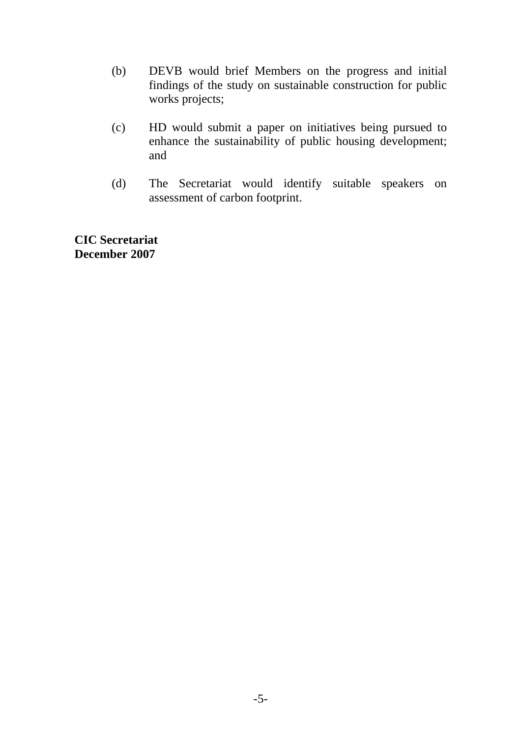(b) DEVB would brief Members on the progress and initial findings of the study on sustainable construction for public works projects;

(c) HD would submit a paper on initiatives being pursued to enhance the sustainability of public housing development; and

(d) The Secretariat would identify suitable speakers on assessment of carbon footprint.

**CIC Secretariat**
**December 2007**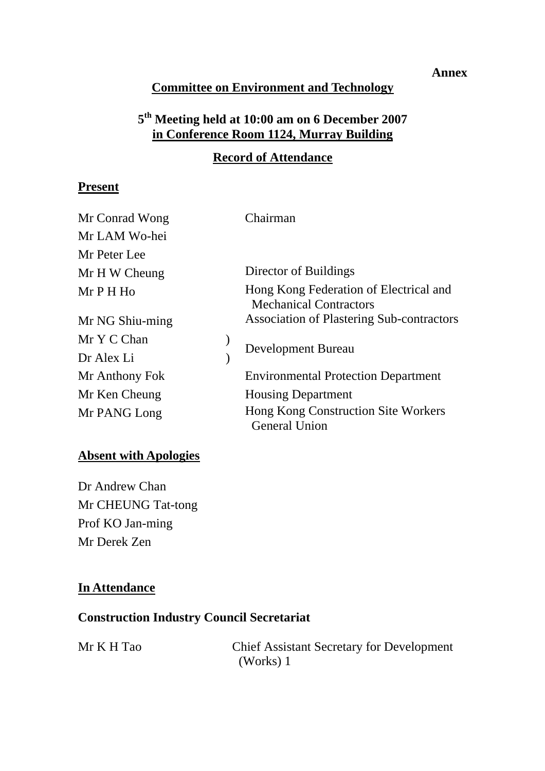**Annex**

## Committee on Environment and Technology

**5th Meeting held at 10:00 am on 6 December 2007**
**in Conference Room 1124, Murray Building**

### Record of Attendance

**Present**

| | |
|---|---|
| Mr Conrad Wong | Chairman |
| Mr LAM Wo-hei | |
| Mr Peter Lee | |
| Mr H W Cheung | Director of Buildings |
| Mr P H Ho | Hong Kong Federation of Electrical and Mechanical Contractors |
| Mr NG Shiu-ming | Association of Plastering Sub-contractors |
| Mr Y C Chan ) | Development Bureau |
| Dr Alex Li ) | |
| Mr Anthony Fok | Environmental Protection Department |
| Mr Ken Cheung | Housing Department |
| Mr PANG Long | Hong Kong Construction Site Workers General Union |

**Absent with Apologies**

Dr Andrew Chan
Mr CHEUNG Tat-tong
Prof KO Jan-ming
Mr Derek Zen

**In Attendance**

**Construction Industry Council Secretariat**

| | |
|---|---|
| Mr K H Tao | Chief Assistant Secretary for Development (Works) 1 |